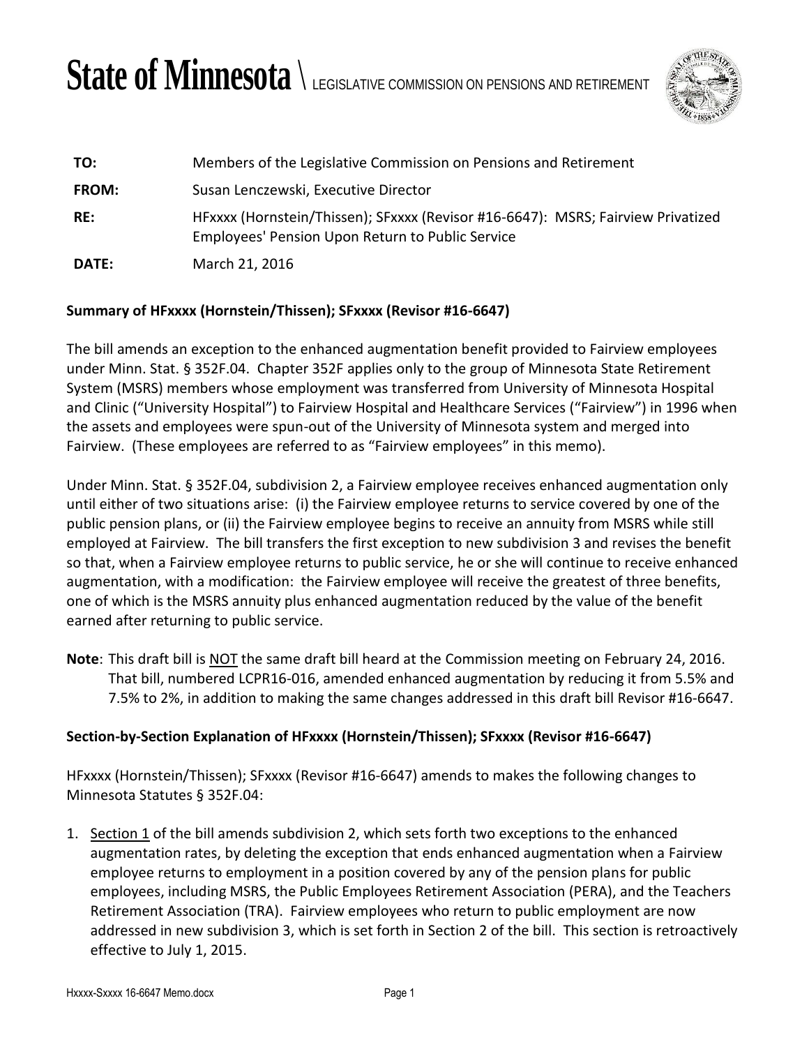# State of Minnesota \ LEGISLATIVE COMMISSION ON PENSIONS AND RETIREMENT

| | |
|---|---|
| **TO:** | Members of the Legislative Commission on Pensions and Retirement |
| **FROM:** | Susan Lenczewski, Executive Director |
| **RE:** | HFxxxx (Hornstein/Thissen); SFxxxx (Revisor #16-6647): MSRS; Fairview Privatized Employees' Pension Upon Return to Public Service |
| **DATE:** | March 21, 2016 |

## Summary of HFxxxx (Hornstein/Thissen); SFxxxx (Revisor #16-6647)

The bill amends an exception to the enhanced augmentation benefit provided to Fairview employees under Minn. Stat. § 352F.04. Chapter 352F applies only to the group of Minnesota State Retirement System (MSRS) members whose employment was transferred from University of Minnesota Hospital and Clinic ("University Hospital") to Fairview Hospital and Healthcare Services ("Fairview") in 1996 when the assets and employees were spun-out of the University of Minnesota system and merged into Fairview. (These employees are referred to as "Fairview employees" in this memo).

Under Minn. Stat. § 352F.04, subdivision 2, a Fairview employee receives enhanced augmentation only until either of two situations arise: (i) the Fairview employee returns to service covered by one of the public pension plans, or (ii) the Fairview employee begins to receive an annuity from MSRS while still employed at Fairview. The bill transfers the first exception to new subdivision 3 and revises the benefit so that, when a Fairview employee returns to public service, he or she will continue to receive enhanced augmentation, with a modification: the Fairview employee will receive the greatest of three benefits, one of which is the MSRS annuity plus enhanced augmentation reduced by the value of the benefit earned after returning to public service.

**Note**: This draft bill is NOT the same draft bill heard at the Commission meeting on February 24, 2016. That bill, numbered LCPR16-016, amended enhanced augmentation by reducing it from 5.5% and 7.5% to 2%, in addition to making the same changes addressed in this draft bill Revisor #16-6647.

## Section-by-Section Explanation of HFxxxx (Hornstein/Thissen); SFxxxx (Revisor #16-6647)

HFxxxx (Hornstein/Thissen); SFxxxx (Revisor #16-6647) amends to makes the following changes to Minnesota Statutes § 352F.04:

1. Section 1 of the bill amends subdivision 2, which sets forth two exceptions to the enhanced augmentation rates, by deleting the exception that ends enhanced augmentation when a Fairview employee returns to employment in a position covered by any of the pension plans for public employees, including MSRS, the Public Employees Retirement Association (PERA), and the Teachers Retirement Association (TRA). Fairview employees who return to public employment are now addressed in new subdivision 3, which is set forth in Section 2 of the bill. This section is retroactively effective to July 1, 2015.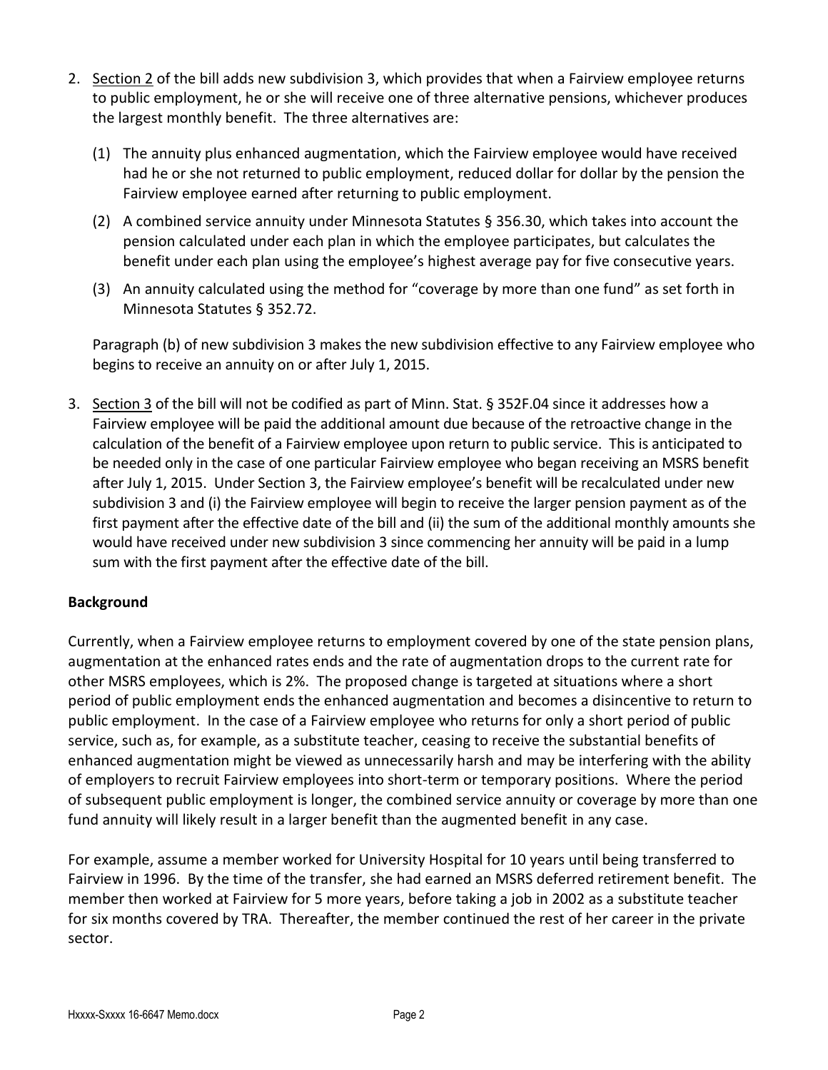2. Section 2 of the bill adds new subdivision 3, which provides that when a Fairview employee returns to public employment, he or she will receive one of three alternative pensions, whichever produces the largest monthly benefit. The three alternatives are:

   (1) The annuity plus enhanced augmentation, which the Fairview employee would have received had he or she not returned to public employment, reduced dollar for dollar by the pension the Fairview employee earned after returning to public employment.

   (2) A combined service annuity under Minnesota Statutes § 356.30, which takes into account the pension calculated under each plan in which the employee participates, but calculates the benefit under each plan using the employee's highest average pay for five consecutive years.

   (3) An annuity calculated using the method for "coverage by more than one fund" as set forth in Minnesota Statutes § 352.72.

   Paragraph (b) of new subdivision 3 makes the new subdivision effective to any Fairview employee who begins to receive an annuity on or after July 1, 2015.

3. Section 3 of the bill will not be codified as part of Minn. Stat. § 352F.04 since it addresses how a Fairview employee will be paid the additional amount due because of the retroactive change in the calculation of the benefit of a Fairview employee upon return to public service. This is anticipated to be needed only in the case of one particular Fairview employee who began receiving an MSRS benefit after July 1, 2015. Under Section 3, the Fairview employee's benefit will be recalculated under new subdivision 3 and (i) the Fairview employee will begin to receive the larger pension payment as of the first payment after the effective date of the bill and (ii) the sum of the additional monthly amounts she would have received under new subdivision 3 since commencing her annuity will be paid in a lump sum with the first payment after the effective date of the bill.

**Background**

Currently, when a Fairview employee returns to employment covered by one of the state pension plans, augmentation at the enhanced rates ends and the rate of augmentation drops to the current rate for other MSRS employees, which is 2%. The proposed change is targeted at situations where a short period of public employment ends the enhanced augmentation and becomes a disincentive to return to public employment. In the case of a Fairview employee who returns for only a short period of public service, such as, for example, as a substitute teacher, ceasing to receive the substantial benefits of enhanced augmentation might be viewed as unnecessarily harsh and may be interfering with the ability of employers to recruit Fairview employees into short-term or temporary positions. Where the period of subsequent public employment is longer, the combined service annuity or coverage by more than one fund annuity will likely result in a larger benefit than the augmented benefit in any case.

For example, assume a member worked for University Hospital for 10 years until being transferred to Fairview in 1996. By the time of the transfer, she had earned an MSRS deferred retirement benefit. The member then worked at Fairview for 5 more years, before taking a job in 2002 as a substitute teacher for six months covered by TRA. Thereafter, the member continued the rest of her career in the private sector.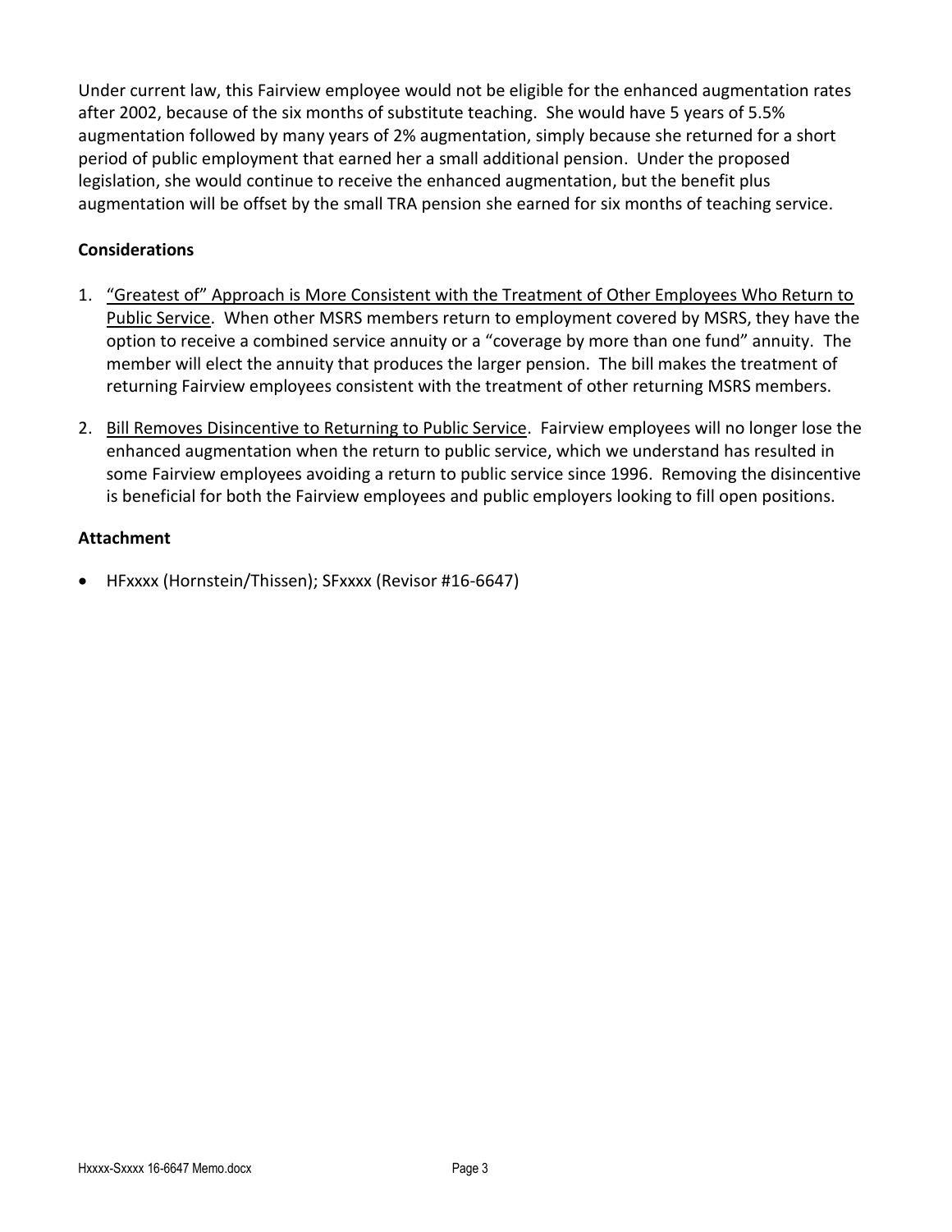Under current law, this Fairview employee would not be eligible for the enhanced augmentation rates after 2002, because of the six months of substitute teaching. She would have 5 years of 5.5% augmentation followed by many years of 2% augmentation, simply because she returned for a short period of public employment that earned her a small additional pension. Under the proposed legislation, she would continue to receive the enhanced augmentation, but the benefit plus augmentation will be offset by the small TRA pension she earned for six months of teaching service.

### Considerations

1. <u>"Greatest of" Approach is More Consistent with the Treatment of Other Employees Who Return to Public Service</u>. When other MSRS members return to employment covered by MSRS, they have the option to receive a combined service annuity or a "coverage by more than one fund" annuity. The member will elect the annuity that produces the larger pension. The bill makes the treatment of returning Fairview employees consistent with the treatment of other returning MSRS members.

2. <u>Bill Removes Disincentive to Returning to Public Service</u>. Fairview employees will no longer lose the enhanced augmentation when the return to public service, which we understand has resulted in some Fairview employees avoiding a return to public service since 1996. Removing the disincentive is beneficial for both the Fairview employees and public employers looking to fill open positions.

### Attachment

- HFxxxx (Hornstein/Thissen); SFxxxx (Revisor #16-6647)